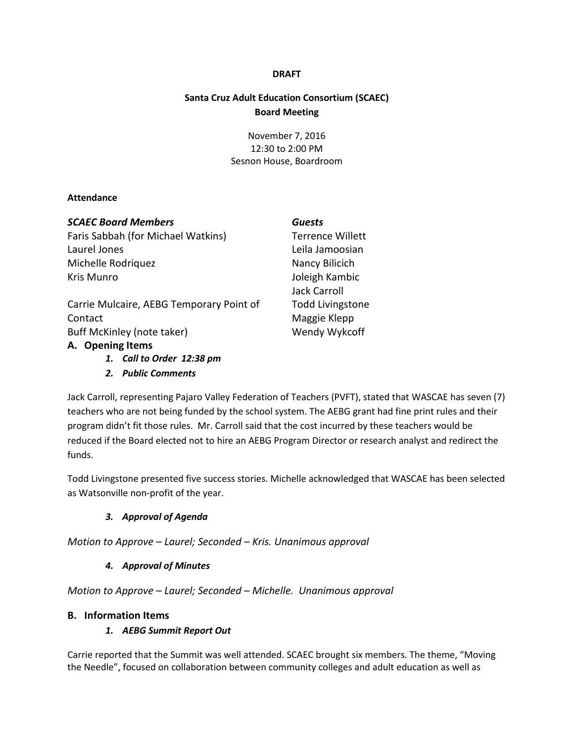**DRAFT**

**Santa Cruz Adult Education Consortium (SCAEC)**
**Board Meeting**

November 7, 2016
12:30 to 2:00 PM
Sesnon House, Boardroom

**Attendance**

***SCAEC Board Members***
Faris Sabbah (for Michael Watkins)
Laurel Jones
Michelle Rodriquez
Kris Munro

Carrie Mulcaire, AEBG Temporary Point of Contact
Buff McKinley (note taker)

***Guests***
Terrence Willett
Leila Jamoosian
Nancy Bilicich
Joleigh Kambic
Jack Carroll
Todd Livingstone
Maggie Klepp
Wendy Wykcoff

## A. Opening Items

1. ***Call to Order 12:38 pm***
2. ***Public Comments***

Jack Carroll, representing Pajaro Valley Federation of Teachers (PVFT), stated that WASCAE has seven (7) teachers who are not being funded by the school system. The AEBG grant had fine print rules and their program didn't fit those rules. Mr. Carroll said that the cost incurred by these teachers would be reduced if the Board elected not to hire an AEBG Program Director or research analyst and redirect the funds.

Todd Livingstone presented five success stories. Michelle acknowledged that WASCAE has been selected as Watsonville non-profit of the year.

3. ***Approval of Agenda***

*Motion to Approve – Laurel; Seconded – Kris. Unanimous approval*

4. ***Approval of Minutes***

*Motion to Approve – Laurel; Seconded – Michelle. Unanimous approval*

## B. Information Items

1. ***AEBG Summit Report Out***

Carrie reported that the Summit was well attended. SCAEC brought six members. The theme, "Moving the Needle", focused on collaboration between community colleges and adult education as well as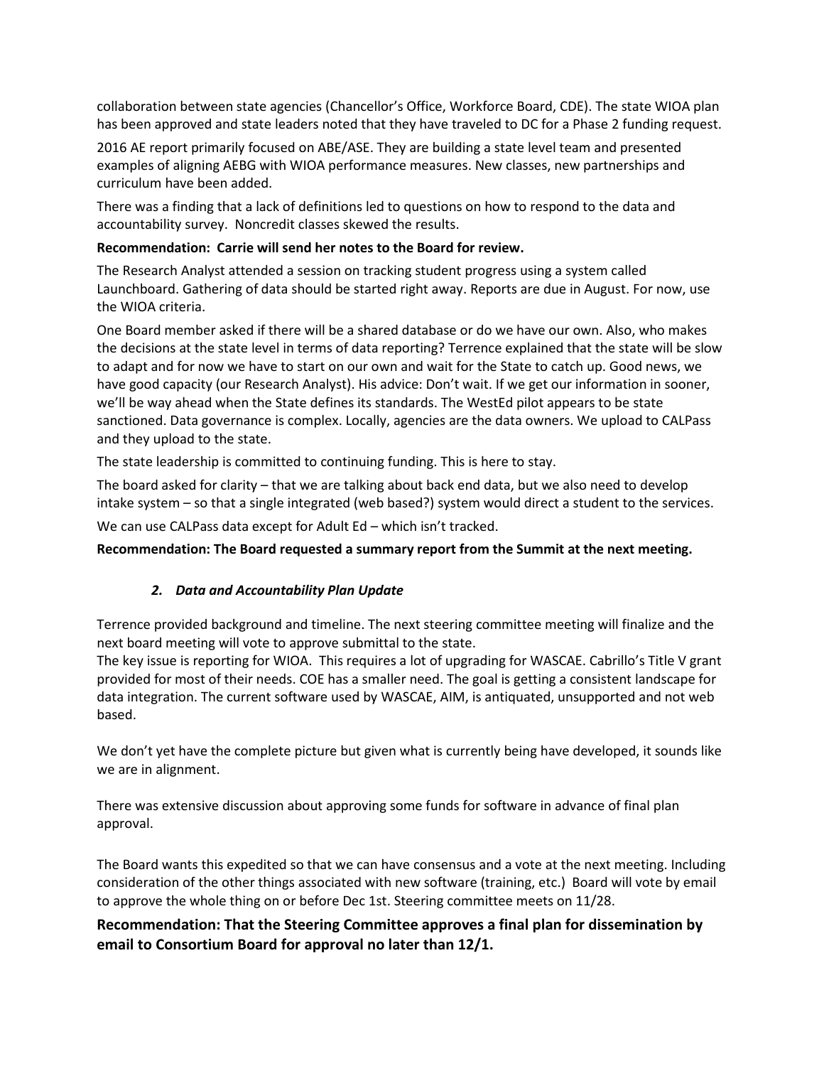collaboration between state agencies (Chancellor's Office, Workforce Board, CDE). The state WIOA plan has been approved and state leaders noted that they have traveled to DC for a Phase 2 funding request.

2016 AE report primarily focused on ABE/ASE. They are building a state level team and presented examples of aligning AEBG with WIOA performance measures. New classes, new partnerships and curriculum have been added.

There was a finding that a lack of definitions led to questions on how to respond to the data and accountability survey. Noncredit classes skewed the results.

**Recommendation: Carrie will send her notes to the Board for review.**

The Research Analyst attended a session on tracking student progress using a system called Launchboard. Gathering of data should be started right away. Reports are due in August. For now, use the WIOA criteria.

One Board member asked if there will be a shared database or do we have our own. Also, who makes the decisions at the state level in terms of data reporting? Terrence explained that the state will be slow to adapt and for now we have to start on our own and wait for the State to catch up. Good news, we have good capacity (our Research Analyst). His advice: Don't wait. If we get our information in sooner, we'll be way ahead when the State defines its standards. The WestEd pilot appears to be state sanctioned. Data governance is complex. Locally, agencies are the data owners. We upload to CALPass and they upload to the state.

The state leadership is committed to continuing funding. This is here to stay.

The board asked for clarity – that we are talking about back end data, but we also need to develop intake system – so that a single integrated (web based?) system would direct a student to the services.

We can use CALPass data except for Adult Ed – which isn't tracked.

**Recommendation: The Board requested a summary report from the Summit at the next meeting.**

### *2. Data and Accountability Plan Update*

Terrence provided background and timeline. The next steering committee meeting will finalize and the next board meeting will vote to approve submittal to the state.
The key issue is reporting for WIOA. This requires a lot of upgrading for WASCAE. Cabrillo's Title V grant provided for most of their needs. COE has a smaller need. The goal is getting a consistent landscape for data integration. The current software used by WASCAE, AIM, is antiquated, unsupported and not web based.

We don't yet have the complete picture but given what is currently being have developed, it sounds like we are in alignment.

There was extensive discussion about approving some funds for software in advance of final plan approval.

The Board wants this expedited so that we can have consensus and a vote at the next meeting. Including consideration of the other things associated with new software (training, etc.) Board will vote by email to approve the whole thing on or before Dec 1st. Steering committee meets on 11/28.

**Recommendation: That the Steering Committee approves a final plan for dissemination by email to Consortium Board for approval no later than 12/1.**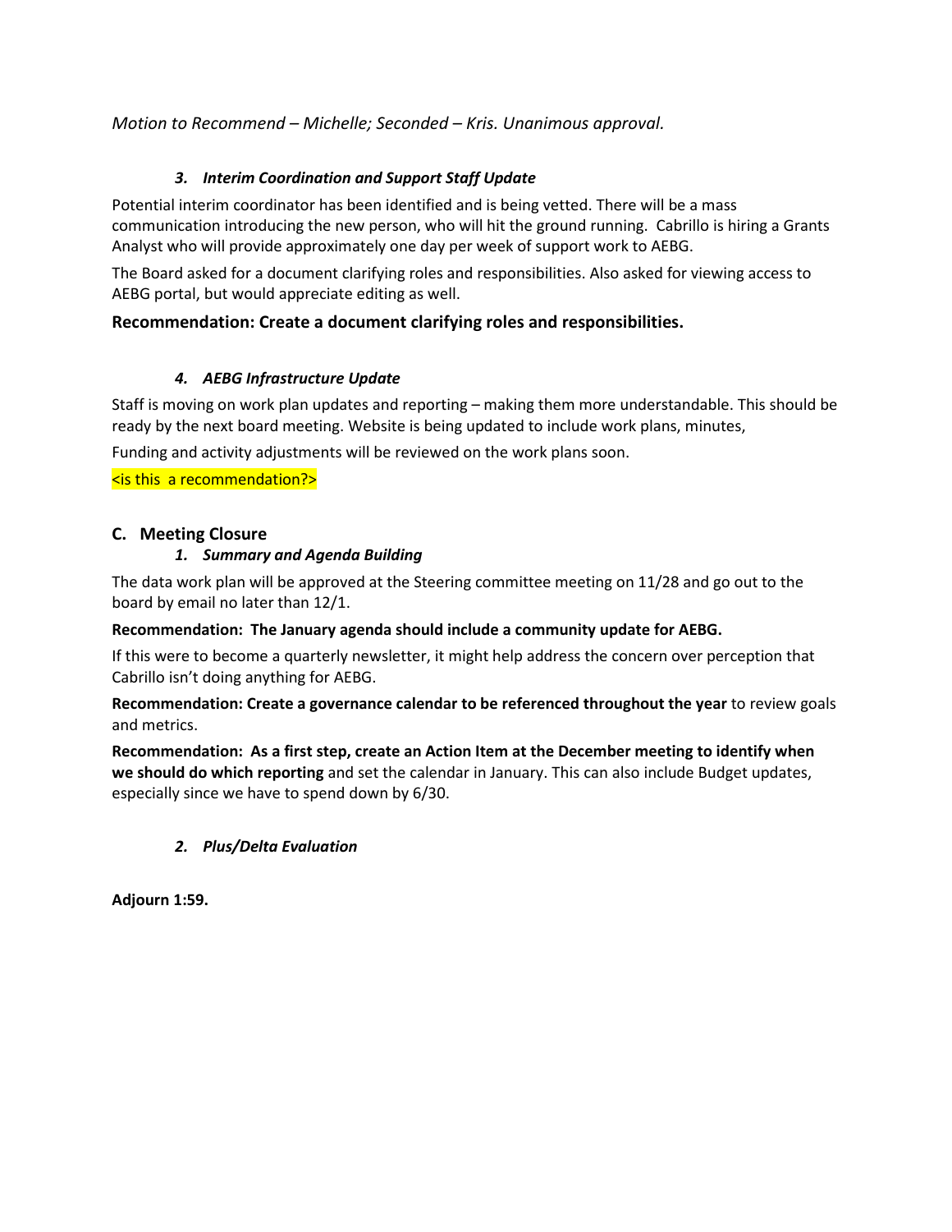*Motion to Recommend – Michelle; Seconded – Kris. Unanimous approval.*

### *3. Interim Coordination and Support Staff Update*

Potential interim coordinator has been identified and is being vetted. There will be a mass communication introducing the new person, who will hit the ground running. Cabrillo is hiring a Grants Analyst who will provide approximately one day per week of support work to AEBG.

The Board asked for a document clarifying roles and responsibilities. Also asked for viewing access to AEBG portal, but would appreciate editing as well.

**Recommendation: Create a document clarifying roles and responsibilities.**

### *4. AEBG Infrastructure Update*

Staff is moving on work plan updates and reporting – making them more understandable. This should be ready by the next board meeting. Website is being updated to include work plans, minutes,

Funding and activity adjustments will be reviewed on the work plans soon.

<is this a recommendation?>

## C. Meeting Closure

### *1. Summary and Agenda Building*

The data work plan will be approved at the Steering committee meeting on 11/28 and go out to the board by email no later than 12/1.

**Recommendation: The January agenda should include a community update for AEBG.**

If this were to become a quarterly newsletter, it might help address the concern over perception that Cabrillo isn't doing anything for AEBG.

**Recommendation: Create a governance calendar to be referenced throughout the year** to review goals and metrics.

**Recommendation: As a first step, create an Action Item at the December meeting to identify when we should do which reporting** and set the calendar in January. This can also include Budget updates, especially since we have to spend down by 6/30.

### *2. Plus/Delta Evaluation*

**Adjourn 1:59.**